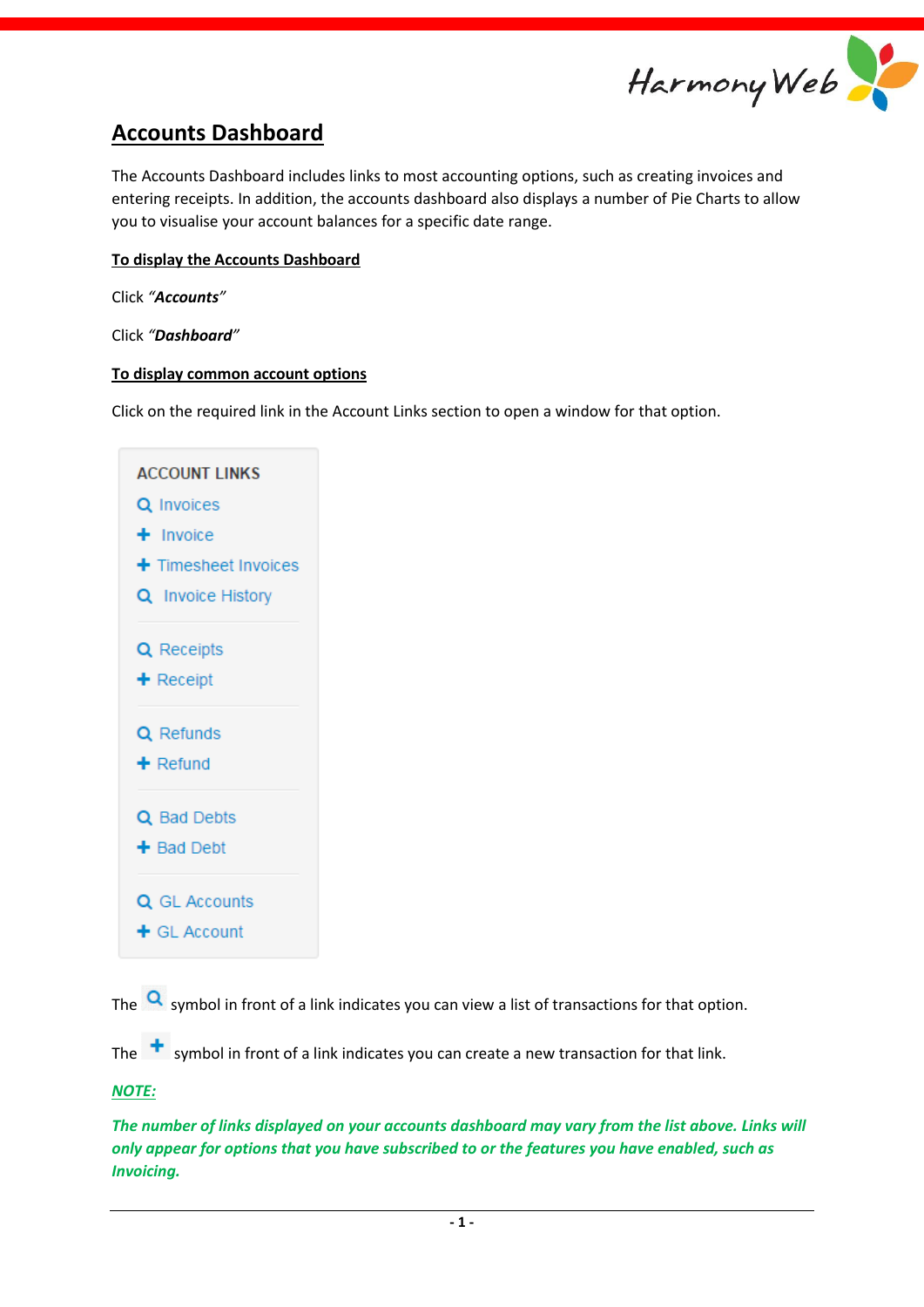## Accounts Dashboard

The Accounts Dashboard includes links to most accounting options, such as creating invoices and entering receipts. In addition, the accounts dashboard also displays a number of Pie Charts to allow you to visualise your account balances for a specific date range.

**To display the Accounts Dashboard**

Click *"**Accounts**"*

Click *"**Dashboard**"*

**To display common account options**

Click on the required link in the Account Links section to open a window for that option.

ACCOUNT LINKS

- 🔍 Invoices
- + Invoice
- + Timesheet Invoices
- 🔍 Invoice History

- 🔍 Receipts
- + Receipt

- 🔍 Refunds
- + Refund

- 🔍 Bad Debts
- + Bad Debt

- 🔍 GL Accounts
- + GL Account

The 🔍 symbol in front of a link indicates you can view a list of transactions for that option.

The + symbol in front of a link indicates you can create a new transaction for that link.

***NOTE:***

***The number of links displayed on your accounts dashboard may vary from the list above. Links will only appear for options that you have subscribed to or the features you have enabled, such as Invoicing.***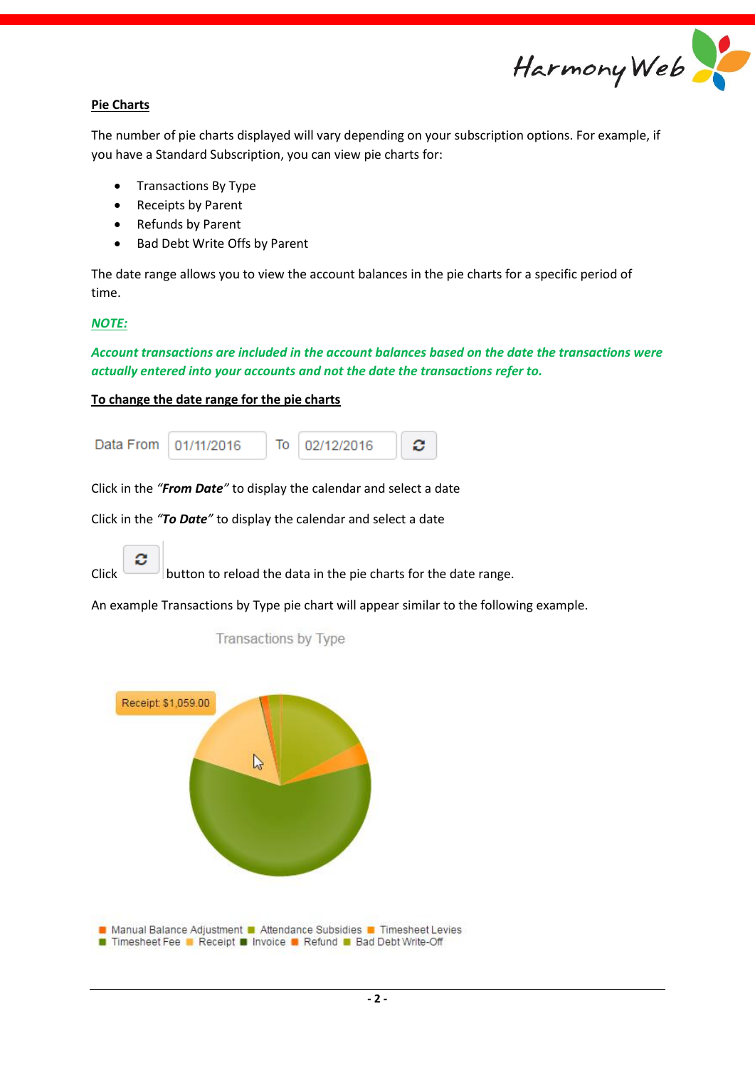**Pie Charts**

The number of pie charts displayed will vary depending on your subscription options. For example, if you have a Standard Subscription, you can view pie charts for:

- Transactions By Type
- Receipts by Parent
- Refunds by Parent
- Bad Debt Write Offs by Parent

The date range allows you to view the account balances in the pie charts for a specific period of time.

***NOTE:***

***Account transactions are included in the account balances based on the date the transactions were actually entered into your accounts and not the date the transactions refer to.***

**To change the date range for the pie charts**

Data From 01/11/2016 To 02/12/2016

Click in the *"**From Date**"* to display the calendar and select a date

Click in the *"**To Date**"* to display the calendar and select a date

Click button to reload the data in the pie charts for the date range.

An example Transactions by Type pie chart will appear similar to the following example.

Transactions by Type

Receipt: $1,059.00

Manual Balance Adjustment, Attendance Subsidies, Timesheet Levies, Timesheet Fee, Receipt, Invoice, Refund, Bad Debt Write-Off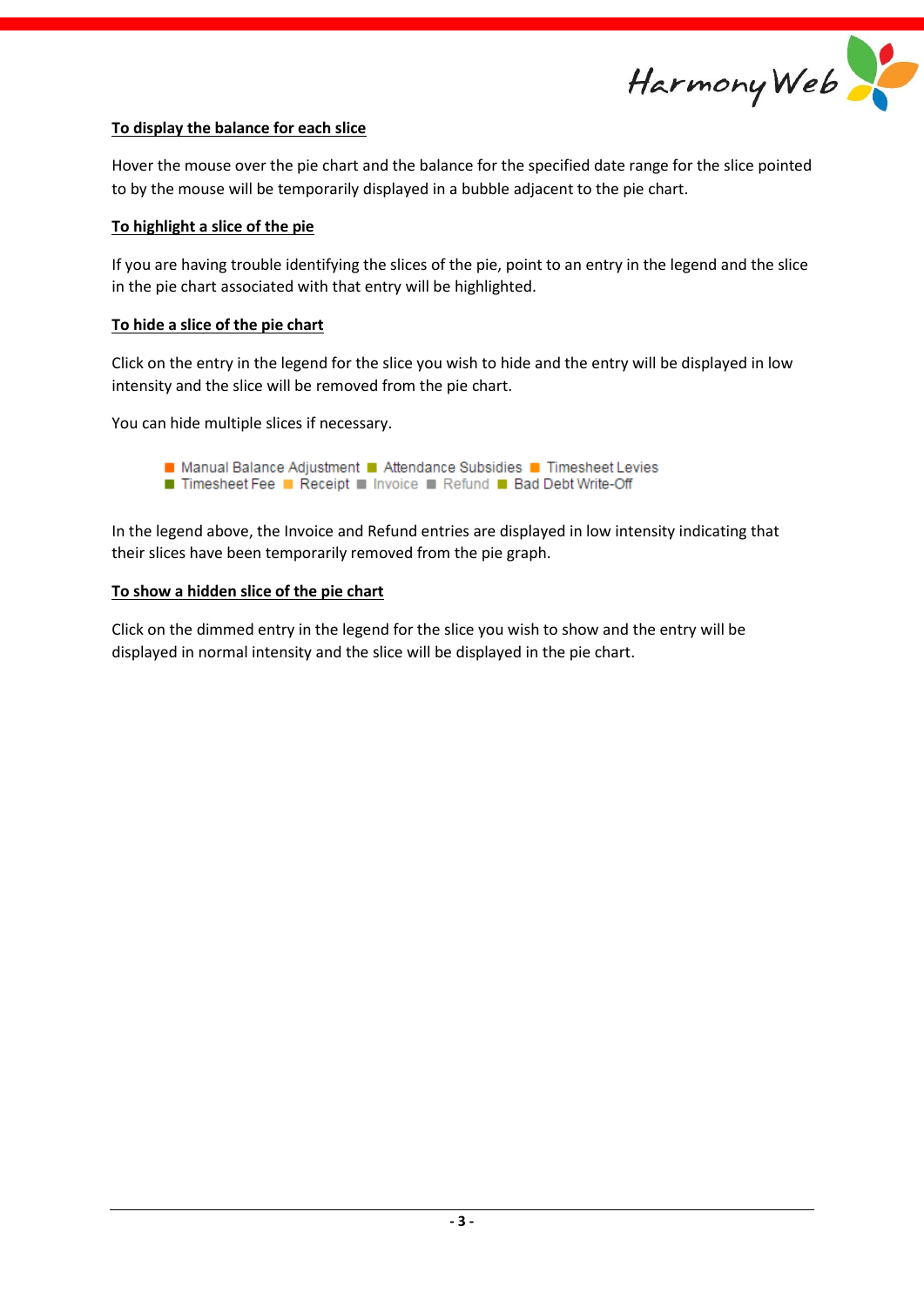**To display the balance for each slice**

Hover the mouse over the pie chart and the balance for the specified date range for the slice pointed to by the mouse will be temporarily displayed in a bubble adjacent to the pie chart.

**To highlight a slice of the pie**

If you are having trouble identifying the slices of the pie, point to an entry in the legend and the slice in the pie chart associated with that entry will be highlighted.

**To hide a slice of the pie chart**

Click on the entry in the legend for the slice you wish to hide and the entry will be displayed in low intensity and the slice will be removed from the pie chart.

You can hide multiple slices if necessary.

Manual Balance Adjustment  Attendance Subsidies  Timesheet Levies
Timesheet Fee  Receipt  Invoice  Refund  Bad Debt Write-Off

In the legend above, the Invoice and Refund entries are displayed in low intensity indicating that their slices have been temporarily removed from the pie graph.

**To show a hidden slice of the pie chart**

Click on the dimmed entry in the legend for the slice you wish to show and the entry will be displayed in normal intensity and the slice will be displayed in the pie chart.